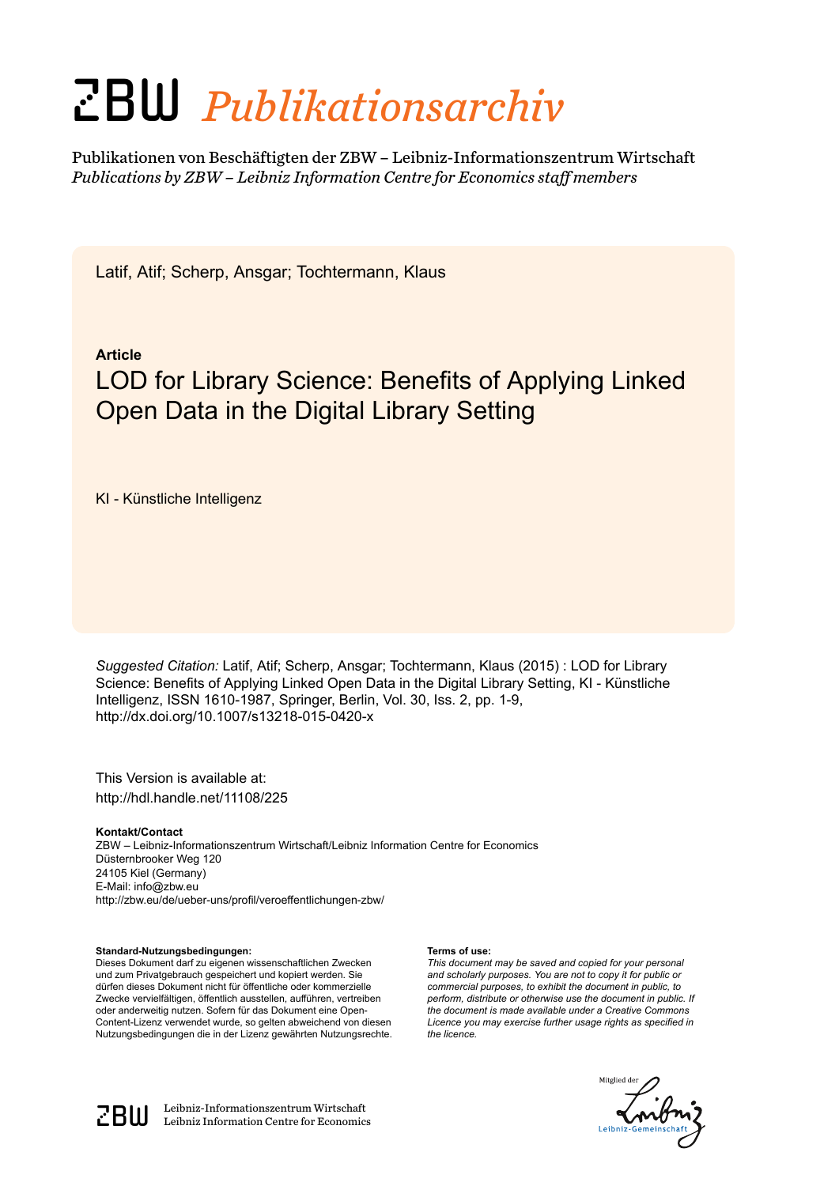# ZBW *Publikationsarchiv*

Publikationen von Beschäftigten der ZBW – Leibniz-Informationszentrum Wirtschaft
*Publications by ZBW – Leibniz Information Centre for Economics staff members*

Latif, Atif; Scherp, Ansgar; Tochtermann, Klaus

**Article**

## LOD for Library Science: Benefits of Applying Linked Open Data in the Digital Library Setting

KI - Künstliche Intelligenz

*Suggested Citation:* Latif, Atif; Scherp, Ansgar; Tochtermann, Klaus (2015) : LOD for Library Science: Benefits of Applying Linked Open Data in the Digital Library Setting, KI - Künstliche Intelligenz, ISSN 1610-1987, Springer, Berlin, Vol. 30, Iss. 2, pp. 1-9, http://dx.doi.org/10.1007/s13218-015-0420-x

This Version is available at:
http://hdl.handle.net/11108/225

**Kontakt/Contact**
ZBW – Leibniz-Informationszentrum Wirtschaft/Leibniz Information Centre for Economics
Düsternbrooker Weg 120
24105 Kiel (Germany)
E-Mail: info@zbw.eu
http://zbw.eu/de/ueber-uns/profil/veroeffentlichungen-zbw/

**Standard-Nutzungsbedingungen:**
Dieses Dokument darf zu eigenen wissenschaftlichen Zwecken und zum Privatgebrauch gespeichert und kopiert werden. Sie dürfen dieses Dokument nicht für öffentliche oder kommerzielle Zwecke vervielfältigen, öffentlich ausstellen, aufführen, vertreiben oder anderweitig nutzen. Sofern für das Dokument eine Open-Content-Lizenz verwendet wurde, so gelten abweichend von diesen Nutzungsbedingungen die in der Lizenz gewährten Nutzungsrechte.

**Terms of use:**
*This document may be saved and copied for your personal and scholarly purposes. You are not to copy it for public or commercial purposes, to exhibit the document in public, to perform, distribute or otherwise use the document in public. If the document is made available under a Creative Commons Licence you may exercise further usage rights as specified in the licence.*

ZBW Leibniz-Informationszentrum Wirtschaft
Leibniz Information Centre for Economics

Mitglied der Leibniz-Gemeinschaft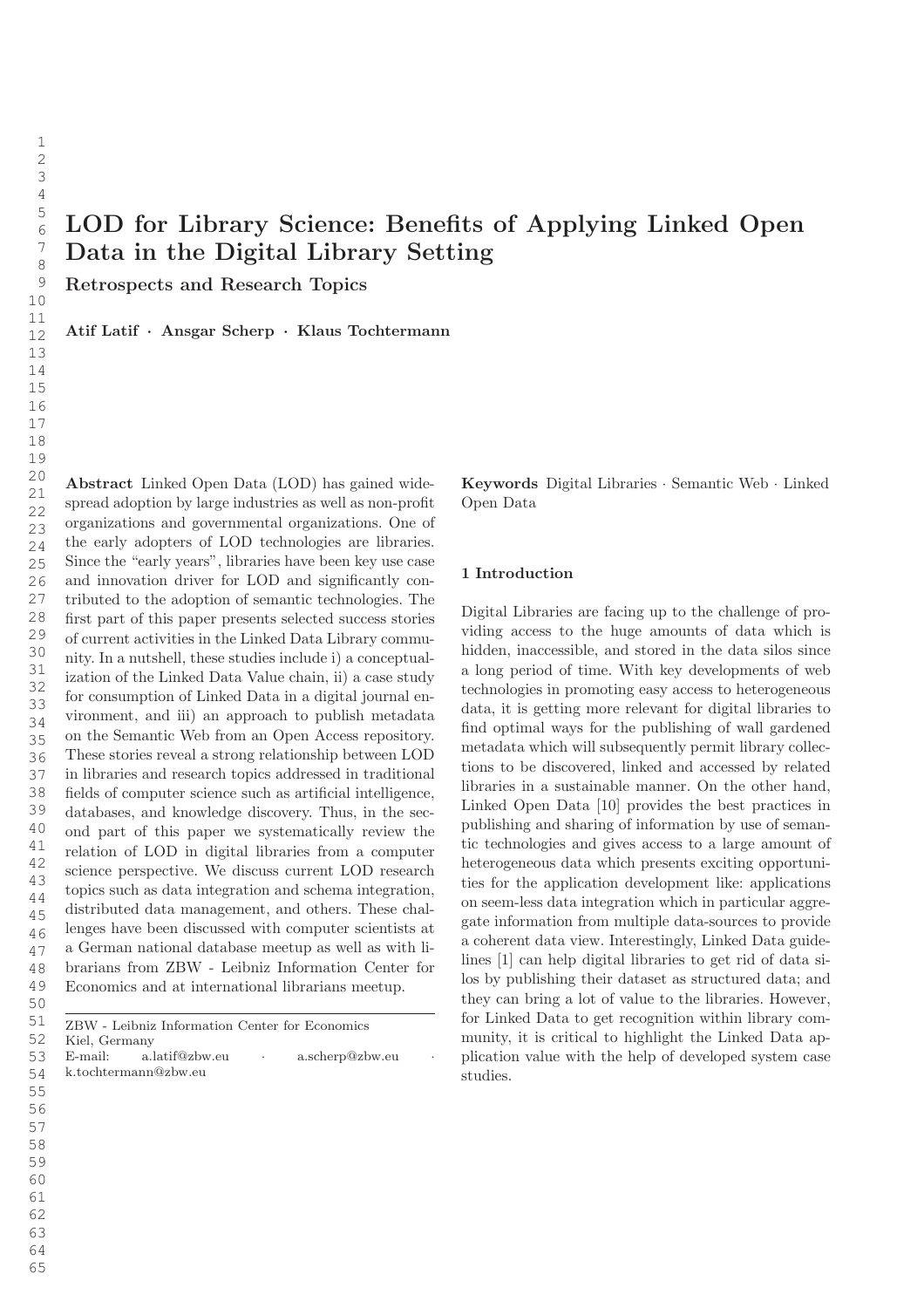# LOD for Library Science: Benefits of Applying Linked Open Data in the Digital Library Setting

## Retrospects and Research Topics

**Atif Latif · Ansgar Scherp · Klaus Tochtermann**

**Abstract** Linked Open Data (LOD) has gained widespread adoption by large industries as well as non-profit organizations and governmental organizations. One of the early adopters of LOD technologies are libraries. Since the "early years", libraries have been key use case and innovation driver for LOD and significantly contributed to the adoption of semantic technologies. The first part of this paper presents selected success stories of current activities in the Linked Data Library community. In a nutshell, these studies include i) a conceptualization of the Linked Data Value chain, ii) a case study for consumption of Linked Data in a digital journal environment, and iii) an approach to publish metadata on the Semantic Web from an Open Access repository. These stories reveal a strong relationship between LOD in libraries and research topics addressed in traditional fields of computer science such as artificial intelligence, databases, and knowledge discovery. Thus, in the second part of this paper we systematically review the relation of LOD in digital libraries from a computer science perspective. We discuss current LOD research topics such as data integration and schema integration, distributed data management, and others. These challenges have been discussed with computer scientists at a German national database meetup as well as with librarians from ZBW - Leibniz Information Center for Economics and at international librarians meetup.

ZBW - Leibniz Information Center for Economics
Kiel, Germany
E-mail: a.latif@zbw.eu · a.scherp@zbw.eu · k.tochtermann@zbw.eu

**Keywords** Digital Libraries · Semantic Web · Linked Open Data

## 1 Introduction

Digital Libraries are facing up to the challenge of providing access to the huge amounts of data which is hidden, inaccessible, and stored in the data silos since a long period of time. With key developments of web technologies in promoting easy access to heterogeneous data, it is getting more relevant for digital libraries to find optimal ways for the publishing of wall gardened metadata which will subsequently permit library collections to be discovered, linked and accessed by related libraries in a sustainable manner. On the other hand, Linked Open Data [10] provides the best practices in publishing and sharing of information by use of semantic technologies and gives access to a large amount of heterogeneous data which presents exciting opportunities for the application development like: applications on seem-less data integration which in particular aggregate information from multiple data-sources to provide a coherent data view. Interestingly, Linked Data guidelines [1] can help digital libraries to get rid of data silos by publishing their dataset as structured data; and they can bring a lot of value to the libraries. However, for Linked Data to get recognition within library community, it is critical to highlight the Linked Data application value with the help of developed system case studies.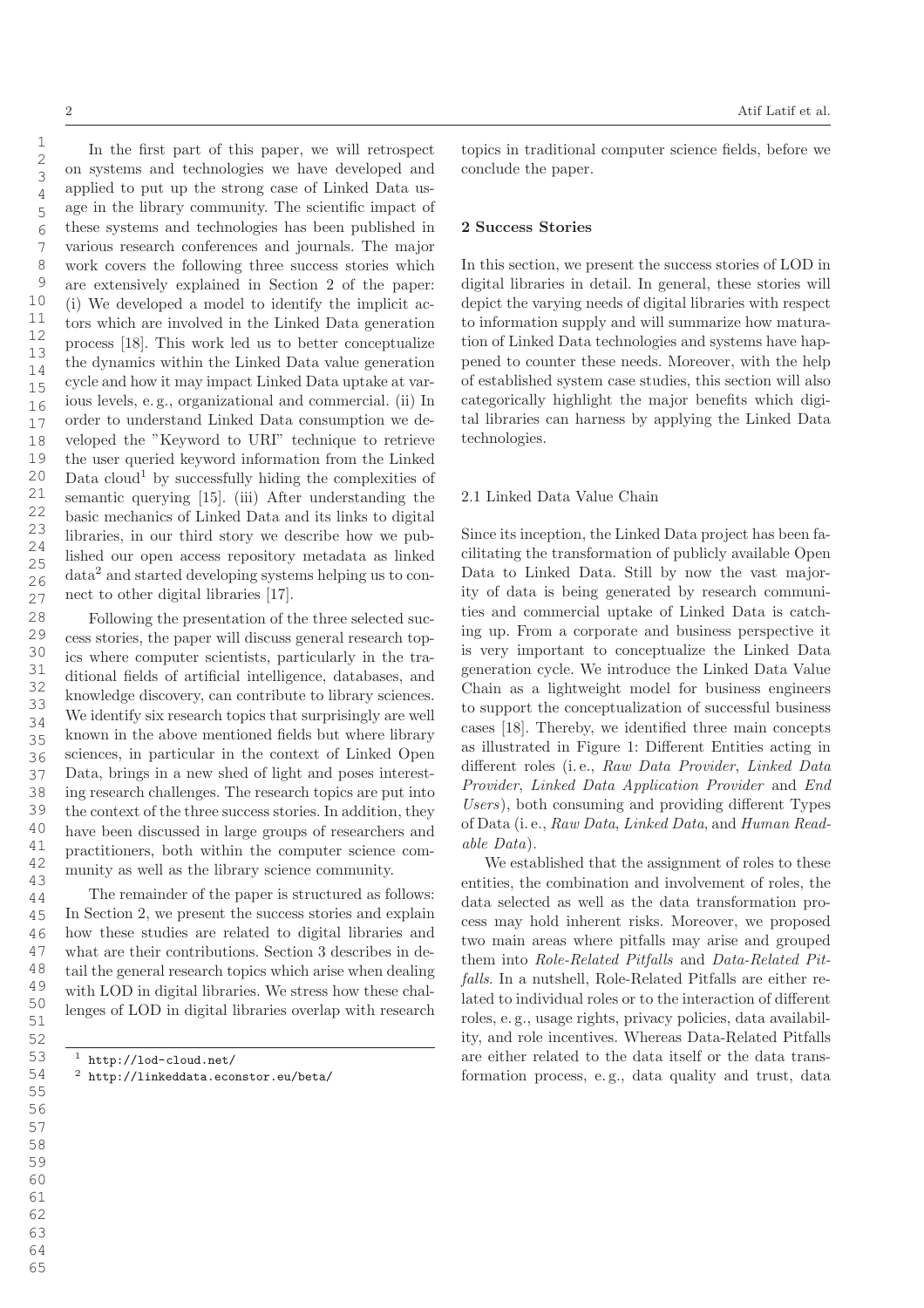In the first part of this paper, we will retrospect on systems and technologies we have developed and applied to put up the strong case of Linked Data usage in the library community. The scientific impact of these systems and technologies has been published in various research conferences and journals. The major work covers the following three success stories which are extensively explained in Section 2 of the paper: (i) We developed a model to identify the implicit actors which are involved in the Linked Data generation process [18]. This work led us to better conceptualize the dynamics within the Linked Data value generation cycle and how it may impact Linked Data uptake at various levels, e. g., organizational and commercial. (ii) In order to understand Linked Data consumption we developed the "Keyword to URI" technique to retrieve the user queried keyword information from the Linked Data cloud[1] by successfully hiding the complexities of semantic querying [15]. (iii) After understanding the basic mechanics of Linked Data and its links to digital libraries, in our third story we describe how we published our open access repository metadata as linked data[2] and started developing systems helping us to connect to other digital libraries [17].

Following the presentation of the three selected success stories, the paper will discuss general research topics where computer scientists, particularly in the traditional fields of artificial intelligence, databases, and knowledge discovery, can contribute to library sciences. We identify six research topics that surprisingly are well known in the above mentioned fields but where library sciences, in particular in the context of Linked Open Data, brings in a new shed of light and poses interesting research challenges. The research topics are put into the context of the three success stories. In addition, they have been discussed in large groups of researchers and practitioners, both within the computer science community as well as the library science community.

The remainder of the paper is structured as follows: In Section 2, we present the success stories and explain how these studies are related to digital libraries and what are their contributions. Section 3 describes in detail the general research topics which arise when dealing with LOD in digital libraries. We stress how these challenges of LOD in digital libraries overlap with research topics in traditional computer science fields, before we conclude the paper.

[1] http://lod-cloud.net/

[2] http://linkeddata.econstor.eu/beta/

## 2 Success Stories

In this section, we present the success stories of LOD in digital libraries in detail. In general, these stories will depict the varying needs of digital libraries with respect to information supply and will summarize how maturation of Linked Data technologies and systems have happened to counter these needs. Moreover, with the help of established system case studies, this section will also categorically highlight the major benefits which digital libraries can harness by applying the Linked Data technologies.

### 2.1 Linked Data Value Chain

Since its inception, the Linked Data project has been facilitating the transformation of publicly available Open Data to Linked Data. Still by now the vast majority of data is being generated by research communities and commercial uptake of Linked Data is catching up. From a corporate and business perspective it is very important to conceptualize the Linked Data generation cycle. We introduce the Linked Data Value Chain as a lightweight model for business engineers to support the conceptualization of successful business cases [18]. Thereby, we identified three main concepts as illustrated in Figure 1: Different Entities acting in different roles (i. e., *Raw Data Provider*, *Linked Data Provider*, *Linked Data Application Provider* and *End Users*), both consuming and providing different Types of Data (i. e., *Raw Data*, *Linked Data*, and *Human Readable Data*).

We established that the assignment of roles to these entities, the combination and involvement of roles, the data selected as well as the data transformation process may hold inherent risks. Moreover, we proposed two main areas where pitfalls may arise and grouped them into *Role-Related Pitfalls* and *Data-Related Pitfalls*. In a nutshell, Role-Related Pitfalls are either related to individual roles or to the interaction of different roles, e. g., usage rights, privacy policies, data availability, and role incentives. Whereas Data-Related Pitfalls are either related to the data itself or the data transformation process, e. g., data quality and trust, data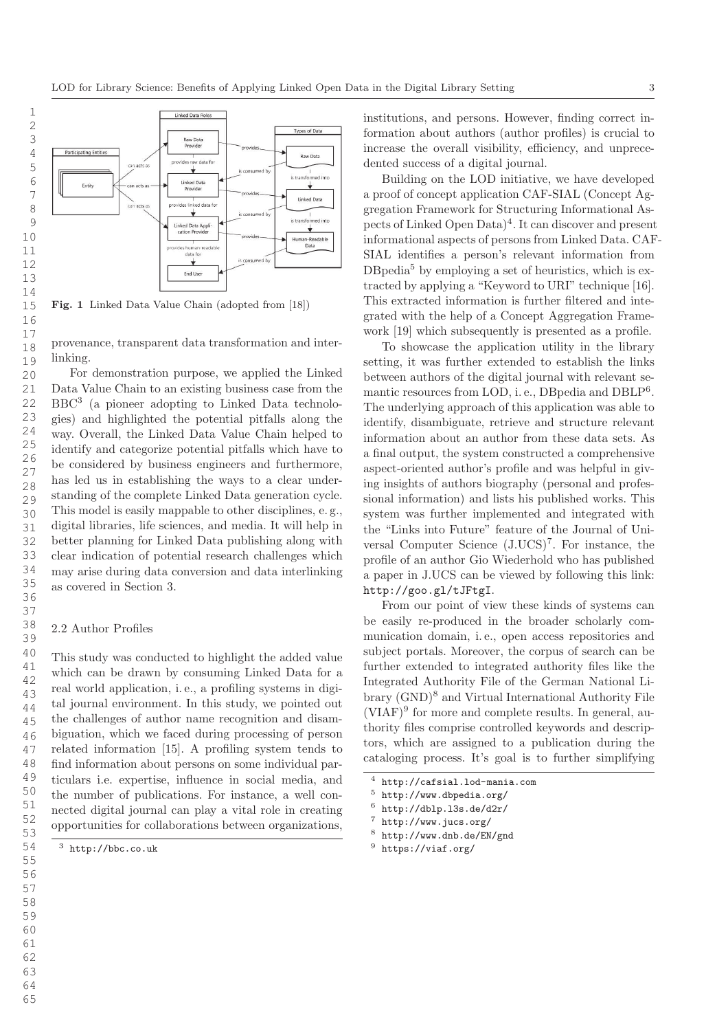Linked Data Roles

Participating Entities

Entity

can acts as

can acts as

can acts as

Raw Data Provider

provides raw data for

Linked Data Provider

provides linked data for

Linked Data Application Provider

provides human-readable data for

End User

Types of Data

Raw Data

is transformed into

Linked Data

is transformed into

Human-Readable Data

provides

is consumed by

provides

is consumed by

provides

is consumed by

**Fig. 1** Linked Data Value Chain (adopted from [18])

provenance, transparent data transformation and interlinking.

For demonstration purpose, we applied the Linked Data Value Chain to an existing business case from the BBC[3] (a pioneer adopting to Linked Data technologies) and highlighted the potential pitfalls along the way. Overall, the Linked Data Value Chain helped to identify and categorize potential pitfalls which have to be considered by business engineers and furthermore, has led us in establishing the ways to a clear understanding of the complete Linked Data generation cycle. This model is easily mappable to other disciplines, e. g., digital libraries, life sciences, and media. It will help in better planning for Linked Data publishing along with clear indication of potential research challenges which may arise during data conversion and data interlinking as covered in Section 3.

### 2.2 Author Profiles

This study was conducted to highlight the added value which can be drawn by consuming Linked Data for a real world application, i. e., a profiling systems in digital journal environment. In this study, we pointed out the challenges of author name recognition and disambiguation, which we faced during processing of person related information [15]. A profiling system tends to find information about persons on some individual particulars i.e. expertise, influence in social media, and the number of publications. For instance, a well connected digital journal can play a vital role in creating opportunities for collaborations between organizations, institutions, and persons. However, finding correct information about authors (author profiles) is crucial to increase the overall visibility, efficiency, and unprecedented success of a digital journal.

Building on the LOD initiative, we have developed a proof of concept application CAF-SIAL (Concept Aggregation Framework for Structuring Informational Aspects of Linked Open Data)[4]. It can discover and present informational aspects of persons from Linked Data. CAF-SIAL identifies a person's relevant information from DBpedia[5] by employing a set of heuristics, which is extracted by applying a "Keyword to URI" technique [16]. This extracted information is further filtered and integrated with the help of a Concept Aggregation Framework [19] which subsequently is presented as a profile.

To showcase the application utility in the library setting, it was further extended to establish the links between authors of the digital journal with relevant semantic resources from LOD, i. e., DBpedia and DBLP[6]. The underlying approach of this application was able to identify, disambiguate, retrieve and structure relevant information about an author from these data sets. As a final output, the system constructed a comprehensive aspect-oriented author's profile and was helpful in giving insights of authors biography (personal and professional information) and lists his published works. This system was further implemented and integrated with the "Links into Future" feature of the Journal of Universal Computer Science (J.UCS)[7]. For instance, the profile of an author Gio Wiederhold who has published a paper in J.UCS can be viewed by following this link: http://goo.gl/tJFtgI.

From our point of view these kinds of systems can be easily re-produced in the broader scholarly communication domain, i. e., open access repositories and subject portals. Moreover, the corpus of search can be further extended to integrated authority files like the Integrated Authority File of the German National Library (GND)[8] and Virtual International Authority File (VIAF)[9] for more and complete results. In general, authority files comprise controlled keywords and descriptors, which are assigned to a publication during the cataloging process. It's goal is to further simplifying

[3] http://bbc.co.uk

[4] http://cafsial.lod-mania.com

[5] http://www.dbpedia.org/

[6] http://dblp.l3s.de/d2r/

[7] http://www.jucs.org/

[8] http://www.dnb.de/EN/gnd

[9] https://viaf.org/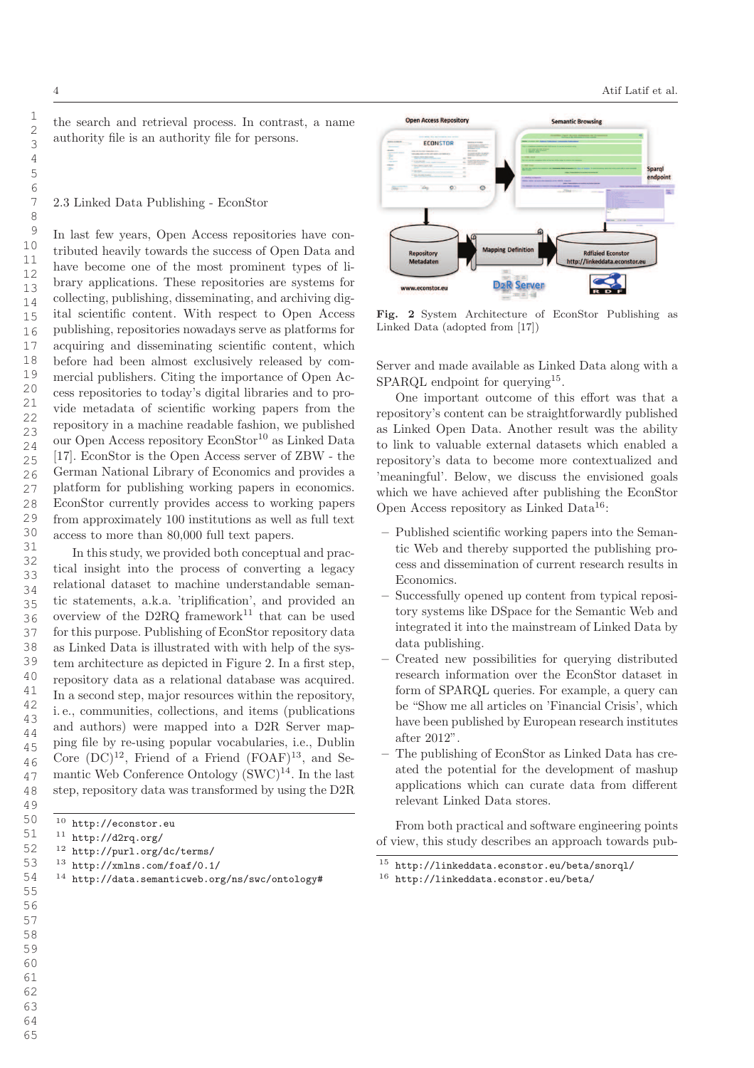the search and retrieval process. In contrast, a name authority file is an authority file for persons.

### 2.3 Linked Data Publishing - EconStor

In last few years, Open Access repositories have contributed heavily towards the success of Open Data and have become one of the most prominent types of library applications. These repositories are systems for collecting, publishing, disseminating, and archiving digital scientific content. With respect to Open Access publishing, repositories nowadays serve as platforms for acquiring and disseminating scientific content, which before had been almost exclusively released by commercial publishers. Citing the importance of Open Access repositories to today's digital libraries and to provide metadata of scientific working papers from the repository in a machine readable fashion, we published our Open Access repository EconStor[10] as Linked Data [17]. EconStor is the Open Access server of ZBW - the German National Library of Economics and provides a platform for publishing working papers in economics. EconStor currently provides access to working papers from approximately 100 institutions as well as full text access to more than 80,000 full text papers.

In this study, we provided both conceptual and practical insight into the process of converting a legacy relational dataset to machine understandable semantic statements, a.k.a. 'triplification', and provided an overview of the D2RQ framework[11] that can be used for this purpose. Publishing of EconStor repository data as Linked Data is illustrated with with help of the system architecture as depicted in Figure 2. In a first step, repository data as a relational database was acquired. In a second step, major resources within the repository, i. e., communities, collections, and items (publications and authors) were mapped into a D2R Server mapping file by re-using popular vocabularies, i.e., Dublin Core (DC)[12], Friend of a Friend (FOAF)[13], and Semantic Web Conference Ontology (SWC)[14]. In the last step, repository data was transformed by using the D2R Server and made available as Linked Data along with a SPARQL endpoint for querying[15].

Open Access Repository

Semantic Browsing

Sparql endpoint

Repository Metadaten

Mapping Definition

Rdfizied Econstor http://linkeddata.econstor.eu

www.econstor.eu

D2R Server

**Fig. 2** System Architecture of EconStor Publishing as Linked Data (adopted from [17])

One important outcome of this effort was that a repository's content can be straightforwardly published as Linked Open Data. Another result was the ability to link to valuable external datasets which enabled a repository's data to become more contextualized and 'meaningful'. Below, we discuss the envisioned goals which we have achieved after publishing the EconStor Open Access repository as Linked Data[16]:

- Published scientific working papers into the Semantic Web and thereby supported the publishing process and dissemination of current research results in Economics.
- Successfully opened up content from typical repository systems like DSpace for the Semantic Web and integrated it into the mainstream of Linked Data by data publishing.
- Created new possibilities for querying distributed research information over the EconStor dataset in form of SPARQL queries. For example, a query can be "Show me all articles on 'Financial Crisis', which have been published by European research institutes after 2012".
- The publishing of EconStor as Linked Data has created the potential for the development of mashup applications which can curate data from different relevant Linked Data stores.

From both practical and software engineering points of view, this study describes an approach towards pub-

[10] http://econstor.eu

[11] http://d2rq.org/

[12] http://purl.org/dc/terms/

[13] http://xmlns.com/foaf/0.1/

[14] http://data.semanticweb.org/ns/swc/ontology#

[15] http://linkeddata.econstor.eu/beta/snorql/

[16] http://linkeddata.econstor.eu/beta/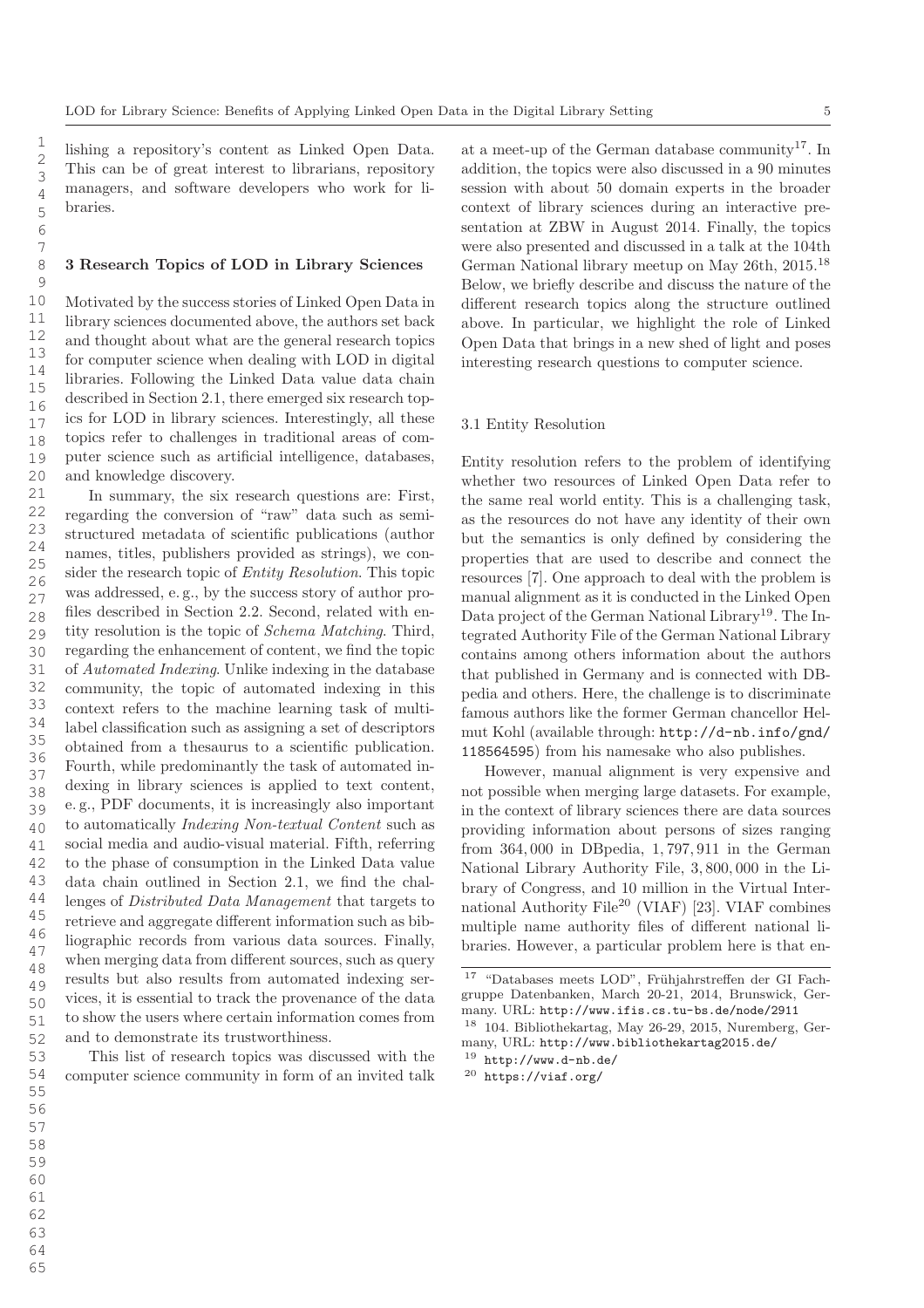lishing a repository's content as Linked Open Data. This can be of great interest to librarians, repository managers, and software developers who work for libraries.

## 3 Research Topics of LOD in Library Sciences

Motivated by the success stories of Linked Open Data in library sciences documented above, the authors set back and thought about what are the general research topics for computer science when dealing with LOD in digital libraries. Following the Linked Data value data chain described in Section 2.1, there emerged six research topics for LOD in library sciences. Interestingly, all these topics refer to challenges in traditional areas of computer science such as artificial intelligence, databases, and knowledge discovery.

In summary, the six research questions are: First, regarding the conversion of "raw" data such as semi-structured metadata of scientific publications (author names, titles, publishers provided as strings), we consider the research topic of *Entity Resolution*. This topic was addressed, e. g., by the success story of author profiles described in Section 2.2. Second, related with entity resolution is the topic of *Schema Matching*. Third, regarding the enhancement of content, we find the topic of *Automated Indexing*. Unlike indexing in the database community, the topic of automated indexing in this context refers to the machine learning task of multi-label classification such as assigning a set of descriptors obtained from a thesaurus to a scientific publication. Fourth, while predominantly the task of automated indexing in library sciences is applied to text content, e. g., PDF documents, it is increasingly also important to automatically *Indexing Non-textual Content* such as social media and audio-visual material. Fifth, referring to the phase of consumption in the Linked Data value data chain outlined in Section 2.1, we find the challenges of *Distributed Data Management* that targets to retrieve and aggregate different information such as bibliographic records from various data sources. Finally, when merging data from different sources, such as query results but also results from automated indexing services, it is essential to track the provenance of the data to show the users where certain information comes from and to demonstrate its trustworthiness.

This list of research topics was discussed with the computer science community in form of an invited talk at a meet-up of the German database community[17]. In addition, the topics were also discussed in a 90 minutes session with about 50 domain experts in the broader context of library sciences during an interactive presentation at ZBW in August 2014. Finally, the topics were also presented and discussed in a talk at the 104th German National library meetup on May 26th, 2015.[18] Below, we briefly describe and discuss the nature of the different research topics along the structure outlined above. In particular, we highlight the role of Linked Open Data that brings in a new shed of light and poses interesting research questions to computer science.

### 3.1 Entity Resolution

Entity resolution refers to the problem of identifying whether two resources of Linked Open Data refer to the same real world entity. This is a challenging task, as the resources do not have any identity of their own but the semantics is only defined by considering the properties that are used to describe and connect the resources [7]. One approach to deal with the problem is manual alignment as it is conducted in the Linked Open Data project of the German National Library[19]. The Integrated Authority File of the German National Library contains among others information about the authors that published in Germany and is connected with DBpedia and others. Here, the challenge is to discriminate famous authors like the former German chancellor Helmut Kohl (available through: http://d-nb.info/gnd/118564595) from his namesake who also publishes.

However, manual alignment is very expensive and not possible when merging large datasets. For example, in the context of library sciences there are data sources providing information about persons of sizes ranging from 364,000 in DBpedia, 1,797,911 in the German National Library Authority File, 3,800,000 in the Library of Congress, and 10 million in the Virtual International Authority File[20] (VIAF) [23]. VIAF combines multiple name authority files of different national libraries. However, a particular problem here is that en-

[17] "Databases meets LOD", Frühjahrstreffen der GI Fachgruppe Datenbanken, March 20-21, 2014, Brunswick, Germany. URL: http://www.ifis.cs.tu-bs.de/node/2911

[18] 104. Bibliothekartag, May 26-29, 2015, Nuremberg, Germany, URL: http://www.bibliothekartag2015.de/

[19] http://www.d-nb.de/

[20] https://viaf.org/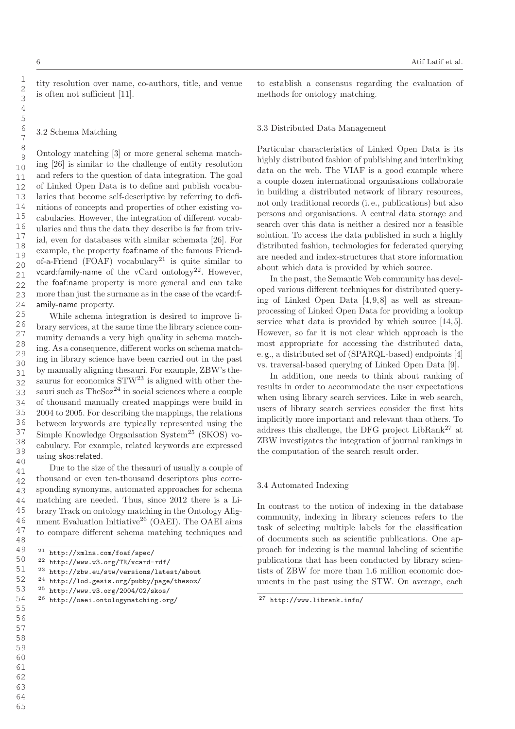tity resolution over name, co-authors, title, and venue is often not sufficient [11].

### 3.2 Schema Matching

Ontology matching [3] or more general schema matching [26] is similar to the challenge of entity resolution and refers to the question of data integration. The goal of Linked Open Data is to define and publish vocabularies that become self-descriptive by referring to definitions of concepts and properties of other existing vocabularies. However, the integration of different vocabularies and thus the data they describe is far from trivial, even for databases with similar schemata [26]. For example, the property foaf:name of the famous Friend-of-a-Friend (FOAF) vocabulary[21] is quite similar to vcard:family-name of the vCard ontology[22]. However, the foaf:name property is more general and can take more than just the surname as in the case of the vcard:family-name property.

While schema integration is desired to improve library services, at the same time the library science community demands a very high quality in schema matching. As a consequence, different works on schema matching in library science have been carried out in the past by manually aligning thesauri. For example, ZBW's thesaurus for economics STW[23] is aligned with other thesauri such as TheSoz[24] in social sciences where a couple of thousand manually created mappings were build in 2004 to 2005. For describing the mappings, the relations between keywords are typically represented using the Simple Knowledge Organisation System[25] (SKOS) vocabulary. For example, related keywords are expressed using skos:related.

Due to the size of the thesauri of usually a couple of thousand or even ten-thousand descriptors plus corresponding synonyms, automated approaches for schema matching are needed. Thus, since 2012 there is a Library Track on ontology matching in the Ontology Alignment Evaluation Initiative[26] (OAEI). The OAEI aims to compare different schema matching techniques and to establish a consensus regarding the evaluation of methods for ontology matching.

### 3.3 Distributed Data Management

Particular characteristics of Linked Open Data is its highly distributed fashion of publishing and interlinking data on the web. The VIAF is a good example where a couple dozen international organisations collaborate in building a distributed network of library resources, not only traditional records (i. e., publications) but also persons and organisations. A central data storage and search over this data is neither a desired nor a feasible solution. To access the data published in such a highly distributed fashion, technologies for federated querying are needed and index-structures that store information about which data is provided by which source.

In the past, the Semantic Web community has developed various different techniques for distributed querying of Linked Open Data [4, 9, 8] as well as stream-processing of Linked Open Data for providing a lookup service what data is provided by which source [14, 5]. However, so far it is not clear which approach is the most appropriate for accessing the distributed data, e. g., a distributed set of (SPARQL-based) endpoints [4] vs. traversal-based querying of Linked Open Data [9].

In addition, one needs to think about ranking of results in order to accommodate the user expectations when using library search services. Like in web search, users of library search services consider the first hits implicitly more important and relevant than others. To address this challenge, the DFG project LibRank[27] at ZBW investigates the integration of journal rankings in the computation of the search result order.

### 3.4 Automated Indexing

In contrast to the notion of indexing in the database community, indexing in library sciences refers to the task of selecting multiple labels for the classification of documents such as scientific publications. One approach for indexing is the manual labeling of scientific publications that has been conducted by library scientists of ZBW for more than 1.6 million economic documents in the past using the STW. On average, each

---

[21] http://xmlns.com/foaf/spec/

[22] http://www.w3.org/TR/vcard-rdf/

[23] http://zbw.eu/stw/versions/latest/about

[24] http://lod.gesis.org/pubby/page/thesoz/

[25] http://www.w3.org/2004/02/skos/

[26] http://oaei.ontologymatching.org/

[27] http://www.librank.info/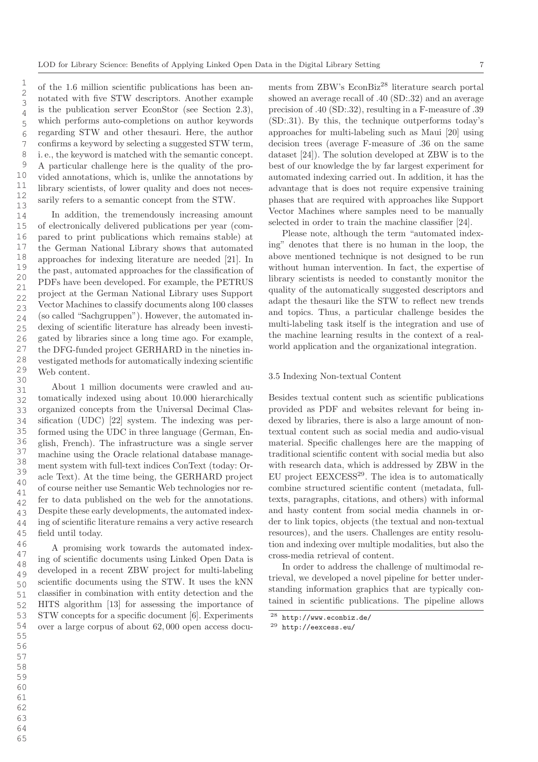of the 1.6 million scientific publications has been annotated with five STW descriptors. Another example is the publication server EconStor (see Section 2.3), which performs auto-completions on author keywords regarding STW and other thesauri. Here, the author confirms a keyword by selecting a suggested STW term, i. e., the keyword is matched with the semantic concept. A particular challenge here is the quality of the provided annotations, which is, unlike the annotations by library scientists, of lower quality and does not necessarily refers to a semantic concept from the STW.

In addition, the tremendously increasing amount of electronically delivered publications per year (compared to print publications which remains stable) at the German National Library shows that automated approaches for indexing literature are needed [21]. In the past, automated approaches for the classification of PDFs have been developed. For example, the PETRUS project at the German National Library uses Support Vector Machines to classify documents along 100 classes (so called "Sachgruppen"). However, the automated indexing of scientific literature has already been investigated by libraries since a long time ago. For example, the DFG-funded project GERHARD in the nineties investigated methods for automatically indexing scientific Web content.

About 1 million documents were crawled and automatically indexed using about 10.000 hierarchically organized concepts from the Universal Decimal Classification (UDC) [22] system. The indexing was performed using the UDC in three language (German, English, French). The infrastructure was a single server machine using the Oracle relational database management system with full-text indices ConText (today: Oracle Text). At the time being, the GERHARD project of course neither use Semantic Web technologies nor refer to data published on the web for the annotations. Despite these early developments, the automated indexing of scientific literature remains a very active research field until today.

A promising work towards the automated indexing of scientific documents using Linked Open Data is developed in a recent ZBW project for multi-labeling scientific documents using the STW. It uses the kNN classifier in combination with entity detection and the HITS algorithm [13] for assessing the importance of STW concepts for a specific document [6]. Experiments over a large corpus of about 62,000 open access documents from ZBW's EconBiz[28] literature search portal showed an average recall of .40 (SD:.32) and an average precision of .40 (SD:.32), resulting in a F-measure of .39 (SD:.31). By this, the technique outperforms today's approaches for multi-labeling such as Maui [20] using decision trees (average F-measure of .36 on the same dataset [24]). The solution developed at ZBW is to the best of our knowledge the by far largest experiment for automated indexing carried out. In addition, it has the advantage that is does not require expensive training phases that are required with approaches like Support Vector Machines where samples need to be manually selected in order to train the machine classifier [24].

Please note, although the term "automated indexing" denotes that there is no human in the loop, the above mentioned technique is not designed to be run without human intervention. In fact, the expertise of library scientists is needed to constantly monitor the quality of the automatically suggested descriptors and adapt the thesauri like the STW to reflect new trends and topics. Thus, a particular challenge besides the multi-labeling task itself is the integration and use of the machine learning results in the context of a real-world application and the organizational integration.

### 3.5 Indexing Non-textual Content

Besides textual content such as scientific publications provided as PDF and websites relevant for being indexed by libraries, there is also a large amount of non-textual content such as social media and audio-visual material. Specific challenges here are the mapping of traditional scientific content with social media but also with research data, which is addressed by ZBW in the EU project EEXCESS[29]. The idea is to automatically combine structured scientific content (metadata, full-texts, paragraphs, citations, and others) with informal and hasty content from social media channels in order to link topics, objects (the textual and non-textual resources), and the users. Challenges are entity resolution and indexing over multiple modalities, but also the cross-media retrieval of content.

In order to address the challenge of multimodal retrieval, we developed a novel pipeline for better understanding information graphics that are typically contained in scientific publications. The pipeline allows

[28] http://www.econbiz.de/

[29] http://eexcess.eu/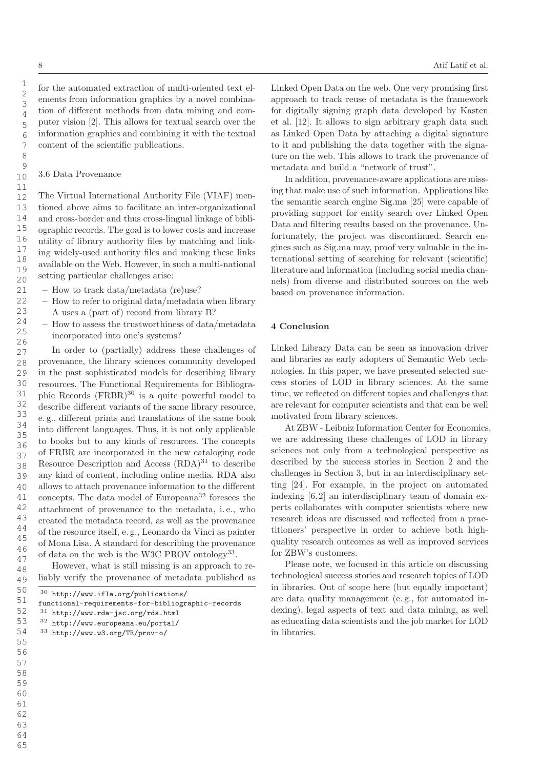for the automated extraction of multi-oriented text elements from information graphics by a novel combination of different methods from data mining and computer vision [2]. This allows for textual search over the information graphics and combining it with the textual content of the scientific publications.

### 3.6 Data Provenance

The Virtual International Authority File (VIAF) mentioned above aims to facilitate an inter-organizational and cross-border and thus cross-lingual linkage of bibliographic records. The goal is to lower costs and increase utility of library authority files by matching and linking widely-used authority files and making these links available on the Web. However, in such a multi-national setting particular challenges arise:

- How to track data/metadata (re)use?
- How to refer to original data/metadata when library A uses a (part of) record from library B?
- How to assess the trustworthiness of data/metadata incorporated into one's systems?

In order to (partially) address these challenges of provenance, the library sciences community developed in the past sophisticated models for describing library resources. The Functional Requirements for Bibliographic Records (FRBR)[30] is a quite powerful model to describe different variants of the same library resource, e. g., different prints and translations of the same book into different languages. Thus, it is not only applicable to books but to any kinds of resources. The concepts of FRBR are incorporated in the new cataloging code Resource Description and Access (RDA)[31] to describe any kind of content, including online media. RDA also allows to attach provenance information to the different concepts. The data model of Europeana[32] foresees the attachment of provenance to the metadata, i. e., who created the metadata record, as well as the provenance of the resource itself, e. g., Leonardo da Vinci as painter of Mona Lisa. A standard for describing the provenance of data on the web is the W3C PROV ontology[33].

However, what is still missing is an approach to reliably verify the provenance of metadata published as Linked Open Data on the web. One very promising first approach to track reuse of metadata is the framework for digitally signing graph data developed by Kasten et al. [12]. It allows to sign arbitrary graph data such as Linked Open Data by attaching a digital signature to it and publishing the data together with the signature on the web. This allows to track the provenance of metadata and build a "network of trust".

In addition, provenance-aware applications are missing that make use of such information. Applications like the semantic search engine Sig.ma [25] were capable of providing support for entity search over Linked Open Data and filtering results based on the provenance. Unfortunately, the project was discontinued. Search engines such as Sig.ma may, proof very valuable in the international setting of searching for relevant (scientific) literature and information (including social media channels) from diverse and distributed sources on the web based on provenance information.

## 4 Conclusion

Linked Library Data can be seen as innovation driver and libraries as early adopters of Semantic Web technologies. In this paper, we have presented selected success stories of LOD in library sciences. At the same time, we reflected on different topics and challenges that are relevant for computer scientists and that can be well motivated from library sciences.

At ZBW - Leibniz Information Center for Economics, we are addressing these challenges of LOD in library sciences not only from a technological perspective as described by the success stories in Section 2 and the challenges in Section 3, but in an interdisciplinary setting [24]. For example, in the project on automated indexing [6,2] an interdisciplinary team of domain experts collaborates with computer scientists where new research ideas are discussed and reflected from a practitioners' perspective in order to achieve both high-quality research outcomes as well as improved services for ZBW's customers.

Please note, we focused in this article on discussing technological success stories and research topics of LOD in libraries. Out of scope here (but equally important) are data quality management (e. g., for automated indexing), legal aspects of text and data mining, as well as educating data scientists and the job market for LOD in libraries.

[30] http://www.ifla.org/publications/functional-requirements-for-bibliographic-records

[31] http://www.rda-jsc.org/rda.html

[32] http://www.europeana.eu/portal/

[33] http://www.w3.org/TR/prov-o/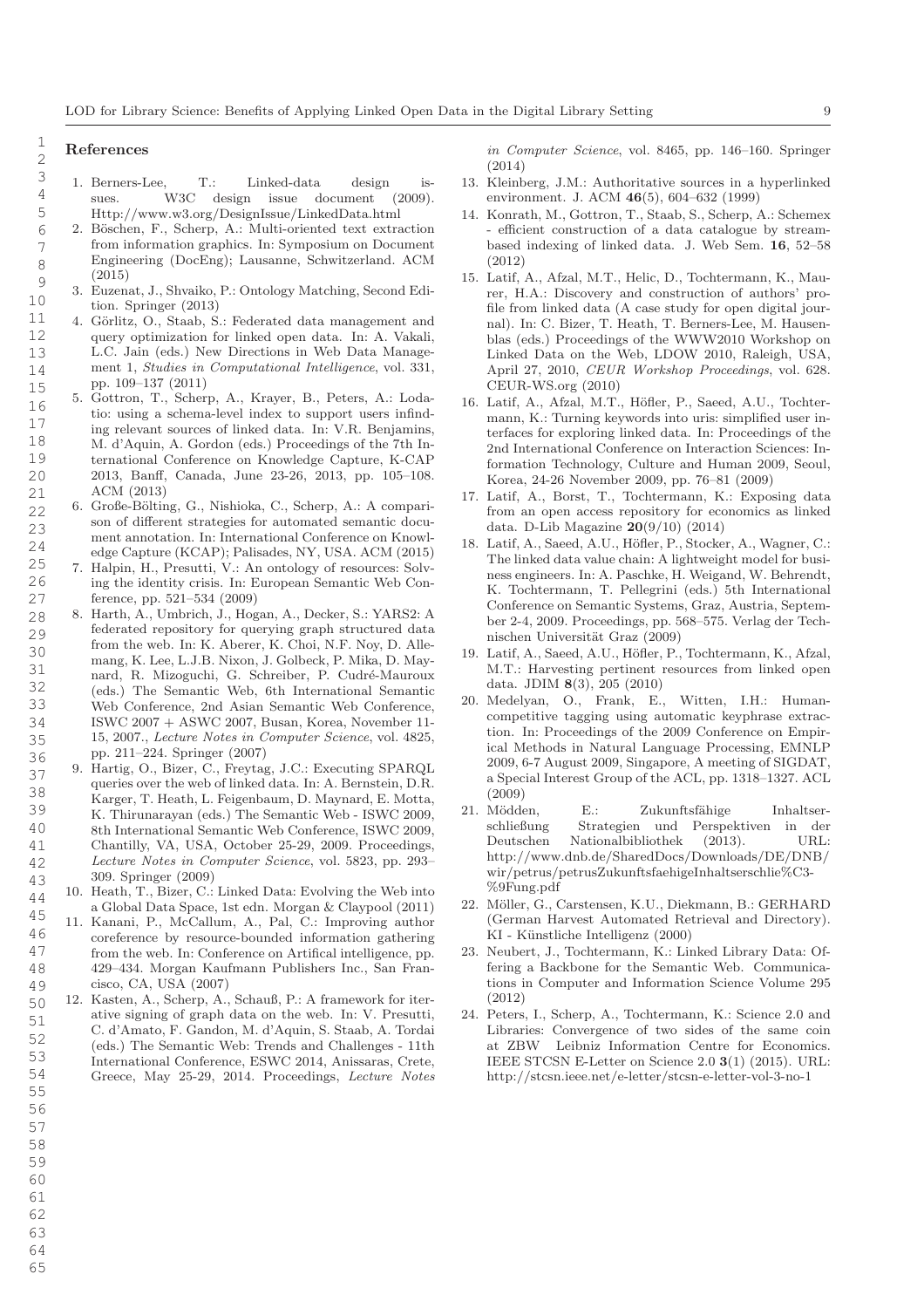## References

1. Berners-Lee, T.: Linked-data design issues. W3C design issue document (2009). Http://www.w3.org/DesignIssue/LinkedData.html
2. Böschen, F., Scherp, A.: Multi-oriented text extraction from information graphics. In: Symposium on Document Engineering (DocEng); Lausanne, Schwitzerland. ACM (2015)
3. Euzenat, J., Shvaiko, P.: Ontology Matching, Second Edition. Springer (2013)
4. Görlitz, O., Staab, S.: Federated data management and query optimization for linked open data. In: A. Vakali, L.C. Jain (eds.) New Directions in Web Data Management 1, *Studies in Computational Intelligence*, vol. 331, pp. 109–137 (2011)
5. Gottron, T., Scherp, A., Krayer, B., Peters, A.: Lodatio: using a schema-level index to support users infinding relevant sources of linked data. In: V.R. Benjamins, M. d'Aquin, A. Gordon (eds.) Proceedings of the 7th International Conference on Knowledge Capture, K-CAP 2013, Banff, Canada, June 23-26, 2013, pp. 105–108. ACM (2013)
6. Große-Bölting, G., Nishioka, C., Scherp, A.: A comparison of different strategies for automated semantic document annotation. In: International Conference on Knowledge Capture (KCAP); Palisades, NY, USA. ACM (2015)
7. Halpin, H., Presutti, V.: An ontology of resources: Solving the identity crisis. In: European Semantic Web Conference, pp. 521–534 (2009)
8. Harth, A., Umbrich, J., Hogan, A., Decker, S.: YARS2: A federated repository for querying graph structured data from the web. In: K. Aberer, K. Choi, N.F. Noy, D. Allemang, K. Lee, L.J.B. Nixon, J. Golbeck, P. Mika, D. Maynard, R. Mizoguchi, G. Schreiber, P. Cudré-Mauroux (eds.) The Semantic Web, 6th International Semantic Web Conference, 2nd Asian Semantic Web Conference, ISWC 2007 + ASWC 2007, Busan, Korea, November 11-15, 2007., *Lecture Notes in Computer Science*, vol. 4825, pp. 211–224. Springer (2007)
9. Hartig, O., Bizer, C., Freytag, J.C.: Executing SPARQL queries over the web of linked data. In: A. Bernstein, D.R. Karger, T. Heath, L. Feigenbaum, D. Maynard, E. Motta, K. Thirunarayan (eds.) The Semantic Web - ISWC 2009, 8th International Semantic Web Conference, ISWC 2009, Chantilly, VA, USA, October 25-29, 2009. Proceedings, *Lecture Notes in Computer Science*, vol. 5823, pp. 293–309. Springer (2009)
10. Heath, T., Bizer, C.: Linked Data: Evolving the Web into a Global Data Space, 1st edn. Morgan & Claypool (2011)
11. Kanani, P., McCallum, A., Pal, C.: Improving author coreference by resource-bounded information gathering from the web. In: Conference on Artifical intelligence, pp. 429–434. Morgan Kaufmann Publishers Inc., San Francisco, CA, USA (2007)
12. Kasten, A., Scherp, A., Schauß, P.: A framework for iterative signing of graph data on the web. In: V. Presutti, C. d'Amato, F. Gandon, M. d'Aquin, S. Staab, A. Tordai (eds.) The Semantic Web: Trends and Challenges - 11th International Conference, ESWC 2014, Anissaras, Crete, Greece, May 25-29, 2014. Proceedings, *Lecture Notes in Computer Science*, vol. 8465, pp. 146–160. Springer (2014)
13. Kleinberg, J.M.: Authoritative sources in a hyperlinked environment. J. ACM **46**(5), 604–632 (1999)
14. Konrath, M., Gottron, T., Staab, S., Scherp, A.: Schemex - efficient construction of a data catalogue by stream-based indexing of linked data. J. Web Sem. **16**, 52–58 (2012)
15. Latif, A., Afzal, M.T., Helic, D., Tochtermann, K., Maurer, H.A.: Discovery and construction of authors' profile from linked data (A case study for open digital journal). In: C. Bizer, T. Heath, T. Berners-Lee, M. Hausenblas (eds.) Proceedings of the WWW2010 Workshop on Linked Data on the Web, LDOW 2010, Raleigh, USA, April 27, 2010, *CEUR Workshop Proceedings*, vol. 628. CEUR-WS.org (2010)
16. Latif, A., Afzal, M.T., Höfler, P., Saeed, A.U., Tochtermann, K.: Turning keywords into uris: simplified user interfaces for exploring linked data. In: Proceedings of the 2nd International Conference on Interaction Sciences: Information Technology, Culture and Human 2009, Seoul, Korea, 24-26 November 2009, pp. 76–81 (2009)
17. Latif, A., Borst, T., Tochtermann, K.: Exposing data from an open access repository for economics as linked data. D-Lib Magazine **20**(9/10) (2014)
18. Latif, A., Saeed, A.U., Höfler, P., Stocker, A., Wagner, C.: The linked data value chain: A lightweight model for business engineers. In: A. Paschke, H. Weigand, W. Behrendt, K. Tochtermann, T. Pellegrini (eds.) 5th International Conference on Semantic Systems, Graz, Austria, September 2-4, 2009. Proceedings, pp. 568–575. Verlag der Technischen Universität Graz (2009)
19. Latif, A., Saeed, A.U., Höfler, P., Tochtermann, K., Afzal, M.T.: Harvesting pertinent resources from linked open data. JDIM **8**(3), 205 (2010)
20. Medelyan, O., Frank, E., Witten, I.H.: Human-competitive tagging using automatic keyphrase extraction. In: Proceedings of the 2009 Conference on Empirical Methods in Natural Language Processing, EMNLP 2009, 6-7 August 2009, Singapore, A meeting of SIGDAT, a Special Interest Group of the ACL, pp. 1318–1327. ACL (2009)
21. Mödden, E.: Zukunftsfähige Inhaltserschließung Strategien und Perspektiven in der Deutschen Nationalbibliothek (2013). URL: http://www.dnb.de/SharedDocs/Downloads/DE/DNB/wir/petrus/petrusZukunftsfaehigeInhaltserschlie%C3-%9Fung.pdf
22. Möller, G., Carstensen, K.U., Diekmann, B.: GERHARD (German Harvest Automated Retrieval and Directory). KI - Künstliche Intelligenz (2000)
23. Neubert, J., Tochtermann, K.: Linked Library Data: Offering a Backbone for the Semantic Web. Communications in Computer and Information Science Volume 295 (2012)
24. Peters, I., Scherp, A., Tochtermann, K.: Science 2.0 and Libraries: Convergence of two sides of the same coin at ZBW Leibniz Information Centre for Economics. IEEE STCSN E-Letter on Science 2.0 **3**(1) (2015). URL: http://stcsn.ieee.net/e-letter/stcsn-e-letter-vol-3-no-1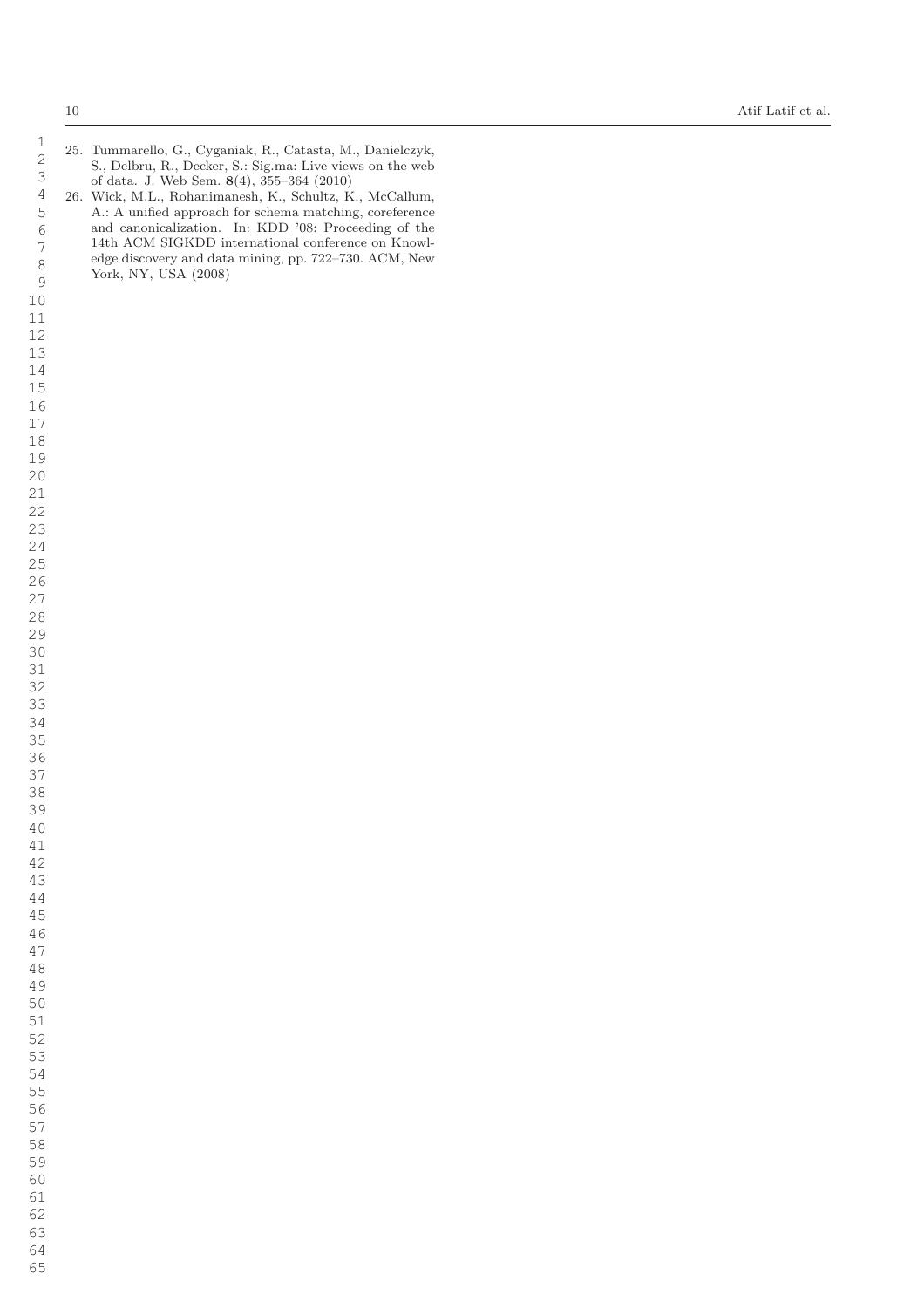25. Tummarello, G., Cyganiak, R., Catasta, M., Danielczyk, S., Delbru, R., Decker, S.: Sig.ma: Live views on the web of data. J. Web Sem. **8**(4), 355–364 (2010)
26. Wick, M.L., Rohanimanesh, K., Schultz, K., McCallum, A.: A unified approach for schema matching, coreference and canonicalization. In: KDD '08: Proceeding of the 14th ACM SIGKDD international conference on Knowledge discovery and data mining, pp. 722–730. ACM, New York, NY, USA (2008)